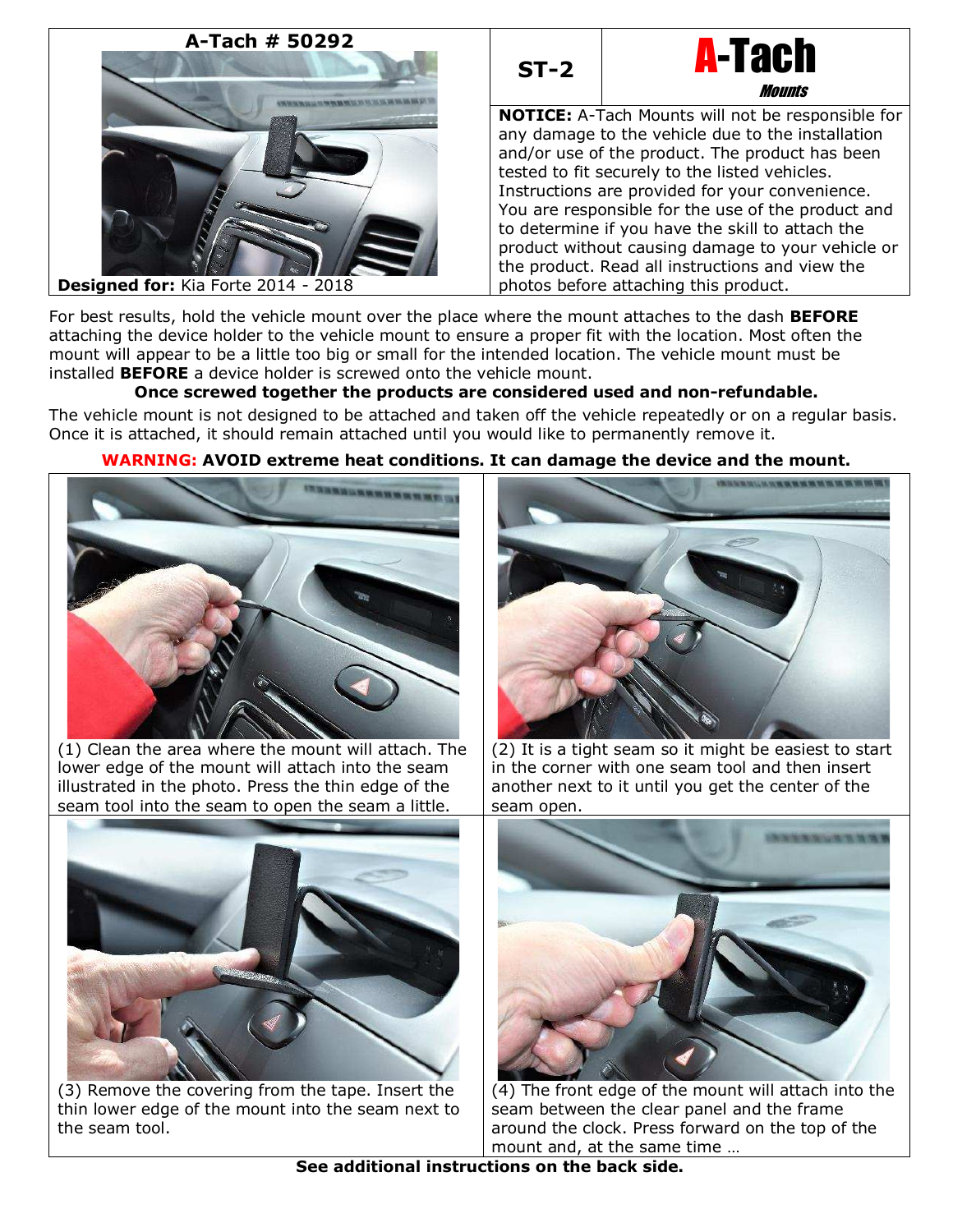# A-Tach # 50292

**Designed for:** Kia Forte 2014 - 2018

**ST-2**

**A-Tach** *Mounts*

**NOTICE:** A-Tach Mounts will not be responsible for any damage to the vehicle due to the installation and/or use of the product. The product has been tested to fit securely to the listed vehicles. Instructions are provided for your convenience. You are responsible for the use of the product and to determine if you have the skill to attach the product without causing damage to your vehicle or the product. Read all instructions and view the photos before attaching this product.

For best results, hold the vehicle mount over the place where the mount attaches to the dash **BEFORE** attaching the device holder to the vehicle mount to ensure a proper fit with the location. Most often the mount will appear to be a little too big or small for the intended location. The vehicle mount must be installed **BEFORE** a device holder is screwed onto the vehicle mount.

**Once screwed together the products are considered used and non-refundable.**

The vehicle mount is not designed to be attached and taken off the vehicle repeatedly or on a regular basis. Once it is attached, it should remain attached until you would like to permanently remove it.

**WARNING: AVOID extreme heat conditions. It can damage the device and the mount.**

(1) Clean the area where the mount will attach. The lower edge of the mount will attach into the seam illustrated in the photo. Press the thin edge of the seam tool into the seam to open the seam a little.

(2) It is a tight seam so it might be easiest to start in the corner with one seam tool and then insert another next to it until you get the center of the seam open.

(3) Remove the covering from the tape. Insert the thin lower edge of the mount into the seam next to the seam tool.

(4) The front edge of the mount will attach into the seam between the clear panel and the frame around the clock. Press forward on the top of the mount and, at the same time …

**See additional instructions on the back side.**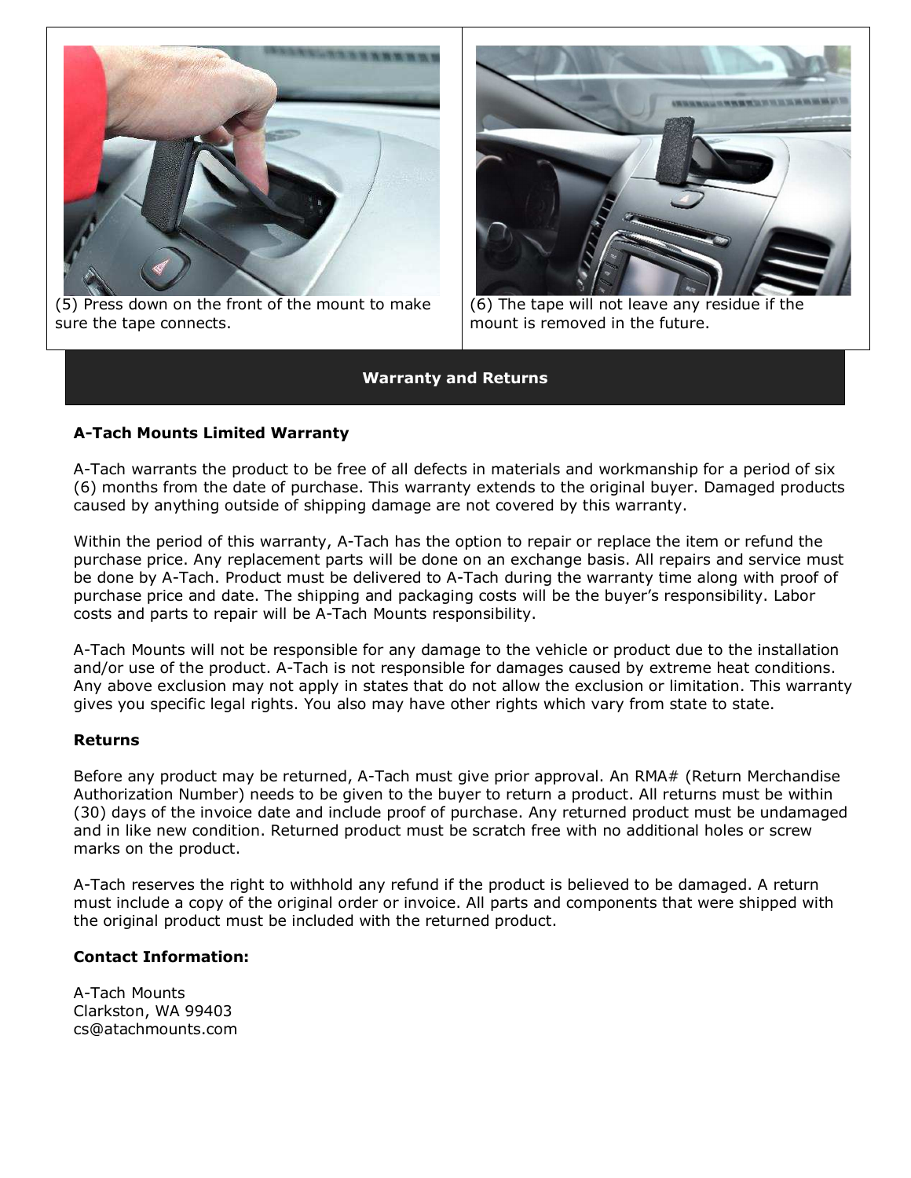(5) Press down on the front of the mount to make sure the tape connects.

(6) The tape will not leave any residue if the mount is removed in the future.

## Warranty and Returns

**A-Tach Mounts Limited Warranty**

A-Tach warrants the product to be free of all defects in materials and workmanship for a period of six (6) months from the date of purchase. This warranty extends to the original buyer. Damaged products caused by anything outside of shipping damage are not covered by this warranty.

Within the period of this warranty, A-Tach has the option to repair or replace the item or refund the purchase price. Any replacement parts will be done on an exchange basis. All repairs and service must be done by A-Tach. Product must be delivered to A-Tach during the warranty time along with proof of purchase price and date. The shipping and packaging costs will be the buyer's responsibility. Labor costs and parts to repair will be A-Tach Mounts responsibility.

A-Tach Mounts will not be responsible for any damage to the vehicle or product due to the installation and/or use of the product. A-Tach is not responsible for damages caused by extreme heat conditions. Any above exclusion may not apply in states that do not allow the exclusion or limitation. This warranty gives you specific legal rights. You also may have other rights which vary from state to state.

**Returns**

Before any product may be returned, A-Tach must give prior approval. An RMA# (Return Merchandise Authorization Number) needs to be given to the buyer to return a product. All returns must be within (30) days of the invoice date and include proof of purchase. Any returned product must be undamaged and in like new condition. Returned product must be scratch free with no additional holes or screw marks on the product.

A-Tach reserves the right to withhold any refund if the product is believed to be damaged. A return must include a copy of the original order or invoice. All parts and components that were shipped with the original product must be included with the returned product.

**Contact Information:**

A-Tach Mounts
Clarkston, WA 99403
cs@atachmounts.com